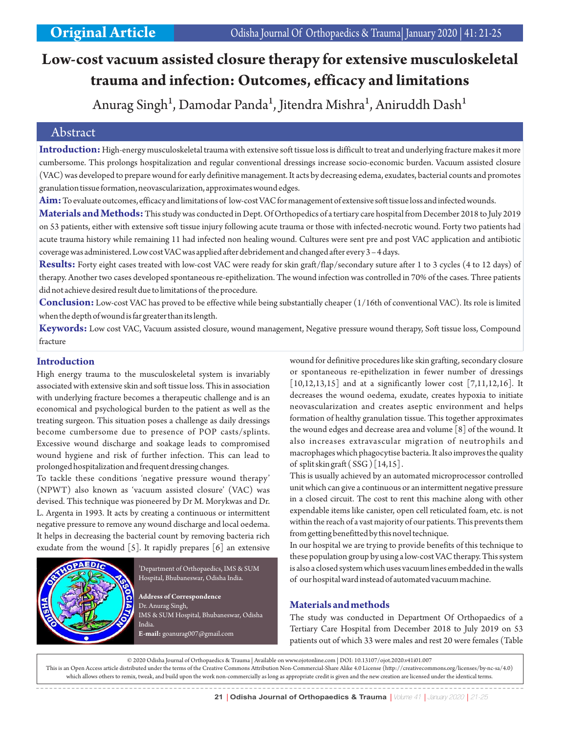Original Article

# Low-cost vacuum assisted closure therapy for extensive musculoskeletal trauma and infection: Outcomes, efficacy and limitations

Anurag Singh[1], Damodar Panda[1], Jitendra Mishra[1], Aniruddh Dash[1]

## Abstract

**Introduction:** High-energy musculoskeletal trauma with extensive soft tissue loss is difficult to treat and underlying fracture makes it more cumbersome. This prolongs hospitalization and regular conventional dressings increase socio-economic burden. Vacuum assisted closure (VAC) was developed to prepare wound for early definitive management. It acts by decreasing edema, exudates, bacterial counts and promotes granulation tissue formation, neovascularization, approximates wound edges.

**Aim:** To evaluate outcomes, efficacy and limitations of low-cost VAC for management of extensive soft tissue loss and infected wounds.

**Materials and Methods:** This study was conducted in Dept. Of Orthopedics of a tertiary care hospital from December 2018 to July 2019 on 53 patients, either with extensive soft tissue injury following acute trauma or those with infected-necrotic wound. Forty two patients had acute trauma history while remaining 11 had infected non healing wound. Cultures were sent pre and post VAC application and antibiotic coverage was administered. Low cost VAC was applied after debridement and changed after every 3 – 4 days.

**Results:** Forty eight cases treated with low-cost VAC were ready for skin graft/flap/secondary suture after 1 to 3 cycles (4 to 12 days) of therapy. Another two cases developed spontaneous re-epithelization. The wound infection was controlled in 70% of the cases. Three patients did not achieve desired result due to limitations of the procedure.

**Conclusion:** Low-cost VAC has proved to be effective while being substantially cheaper (1/16th of conventional VAC). Its role is limited when the depth of wound is far greater than its length.

**Keywords:** Low cost VAC, Vacuum assisted closure, wound management, Negative pressure wound therapy, Soft tissue loss, Compound fracture

## Introduction

High energy trauma to the musculoskeletal system is invariably associated with extensive skin and soft tissue loss. This in association with underlying fracture becomes a therapeutic challenge and is an economical and psychological burden to the patient as well as the treating surgeon. This situation poses a challenge as daily dressings become cumbersome due to presence of POP casts/splints. Excessive wound discharge and soakage leads to compromised wound hygiene and risk of further infection. This can lead to prolonged hospitalization and frequent dressing changes.

To tackle these conditions 'negative pressure wound therapy' (NPWT) also known as 'vacuum assisted closure' (VAC) was devised. This technique was pioneered by Dr M. Morykwas and Dr. L. Argenta in 1993. It acts by creating a continuous or intermittent negative pressure to remove any wound discharge and local oedema. It helps in decreasing the bacterial count by removing bacteria rich exudate from the wound [5]. It rapidly prepares [6] an extensive wound for definitive procedures like skin grafting, secondary closure or spontaneous re-epithelization in fewer number of dressings [10,12,13,15] and at a significantly lower cost [7,11,12,16]. It decreases the wound oedema, exudate, creates hypoxia to initiate neovascularization and creates aseptic environment and helps formation of healthy granulation tissue. This together approximates the wound edges and decrease area and volume [8] of the wound. It also increases extravascular migration of neutrophils and macrophages which phagocytise bacteria. It also improves the quality of split skin graft (SSG) [14,15].

This is usually achieved by an automated microprocessor controlled unit which can give a continuous or an intermittent negative pressure in a closed circuit. The cost to rent this machine along with other expendable items like canister, open cell reticulated foam, etc. is not within the reach of a vast majority of our patients. This prevents them from getting benefitted by this novel technique.

In our hospital we are trying to provide benefits of this technique to these population group by using a low-cost VAC therapy. This system is also a closed system which uses vacuum lines embedded in the walls of our hospital ward instead of automated vacuum machine.

[1]Department of Orthopaedics, IMS & SUM Hospital, Bhubaneswar, Odisha India.

**Address of Correspondence**
Dr. Anurag Singh,
IMS & SUM Hospital, Bhubaneswar, Odisha India.
**E-mail:** goanurag007@gmail.com

## Materials and methods

The study was conducted in Department Of Orthopaedics of a Tertiary Care Hospital from December 2018 to July 2019 on 53 patients out of which 33 were males and rest 20 were females (Table

© 2020 Odisha Journal of Orthopaedics & Trauma | Available on www.ojotonline.com | DOI: 10.13107/ojot.2020.v41i01.007
This is an Open Access article distributed under the terms of the Creative Commons Attribution Non-Commercial-Share Alike 4.0 License (http://creativecommons.org/licenses/by-nc-sa/4.0) which allows others to remix, tweak, and build upon the work non-commercially as long as appropriate credit is given and the new creation are licensed under the identical terms.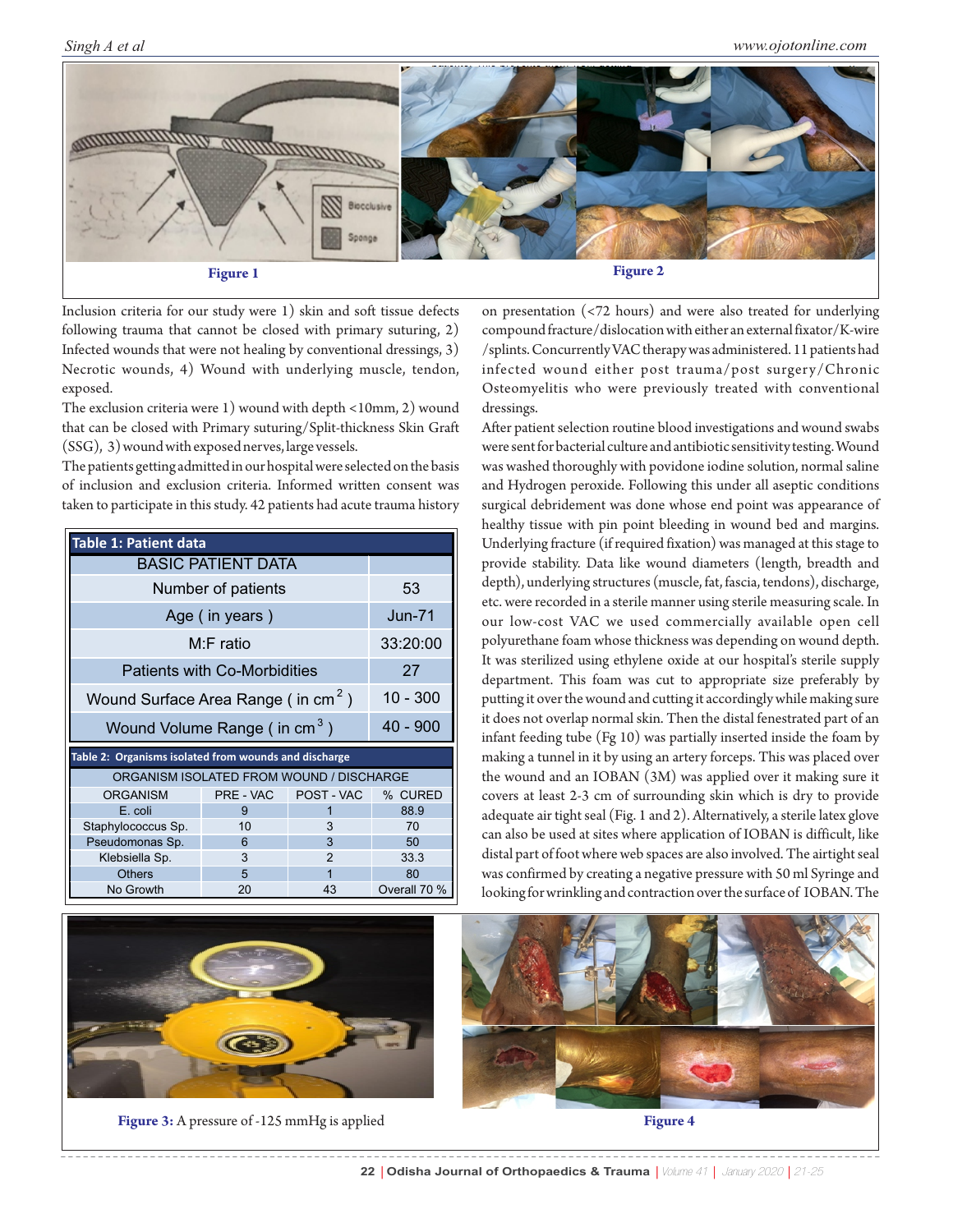Figure 1

Figure 2

Inclusion criteria for our study were 1) skin and soft tissue defects following trauma that cannot be closed with primary suturing, 2) Infected wounds that were not healing by conventional dressings, 3) Necrotic wounds, 4) Wound with underlying muscle, tendon, exposed.

The exclusion criteria were 1) wound with depth <10mm, 2) wound that can be closed with Primary suturing/Split-thickness Skin Graft (SSG), 3) wound with exposed nerves, large vessels.

The patients getting admitted in our hospital were selected on the basis of inclusion and exclusion criteria. Informed written consent was taken to participate in this study. 42 patients had acute trauma history on presentation (<72 hours) and were also treated for underlying compound fracture/dislocation with either an external fixator/K-wire /splints. Concurrently VAC therapy was administered. 11 patients had infected wound either post trauma/post surgery/Chronic Osteomyelitis who were previously treated with conventional dressings.

**Table 1: Patient data**

| BASIC PATIENT DATA | |
|---|---|
| Number of patients | 53 |
| Age ( in years ) | Jun-71 |
| M:F ratio | 33:20:00 |
| Patients with Co-Morbidities | 27 |
| Wound Surface Area Range ( in $cm^2$ ) | 10 - 300 |
| Wound Volume Range ( in $cm^3$ ) | 40 - 900 |

**Table 2: Organisms isolated from wounds and discharge**

| ORGANISM ISOLATED FROM WOUND / DISCHARGE | | | |
|---|---|---|---|
| ORGANISM | PRE - VAC | POST - VAC | % CURED |
| E. coli | 9 | 1 | 88.9 |
| Staphylococcus Sp. | 10 | 3 | 70 |
| Pseudomonas Sp. | 6 | 3 | 50 |
| Klebsiella Sp. | 3 | 2 | 33.3 |
| Others | 5 | 1 | 80 |
| No Growth | 20 | 43 | Overall 70 % |

After patient selection routine blood investigations and wound swabs were sent for bacterial culture and antibiotic sensitivity testing. Wound was washed thoroughly with povidone iodine solution, normal saline and Hydrogen peroxide. Following this under all aseptic conditions surgical debridement was done whose end point was appearance of healthy tissue with pin point bleeding in wound bed and margins. Underlying fracture (if required fixation) was managed at this stage to provide stability. Data like wound diameters (length, breadth and depth), underlying structures (muscle, fat, fascia, tendons), discharge, etc. were recorded in a sterile manner using sterile measuring scale. In our low-cost VAC we used commercially available open cell polyurethane foam whose thickness was depending on wound depth. It was sterilized using ethylene oxide at our hospital's sterile supply department. This foam was cut to appropriate size preferably by putting it over the wound and cutting it accordingly while making sure it does not overlap normal skin. Then the distal fenestrated part of an infant feeding tube (Fg 10) was partially inserted inside the foam by making a tunnel in it by using an artery forceps. This was placed over the wound and an IOBAN (3M) was applied over it making sure it covers at least 2-3 cm of surrounding skin which is dry to provide adequate air tight seal (Fig. 1 and 2). Alternatively, a sterile latex glove can also be used at sites where application of IOBAN is difficult, like distal part of foot where web spaces are also involved. The airtight seal was confirmed by creating a negative pressure with 50 ml Syringe and looking for wrinkling and contraction over the surface of IOBAN. The

**Figure 3:** A pressure of -125 mmHg is applied

**Figure 4**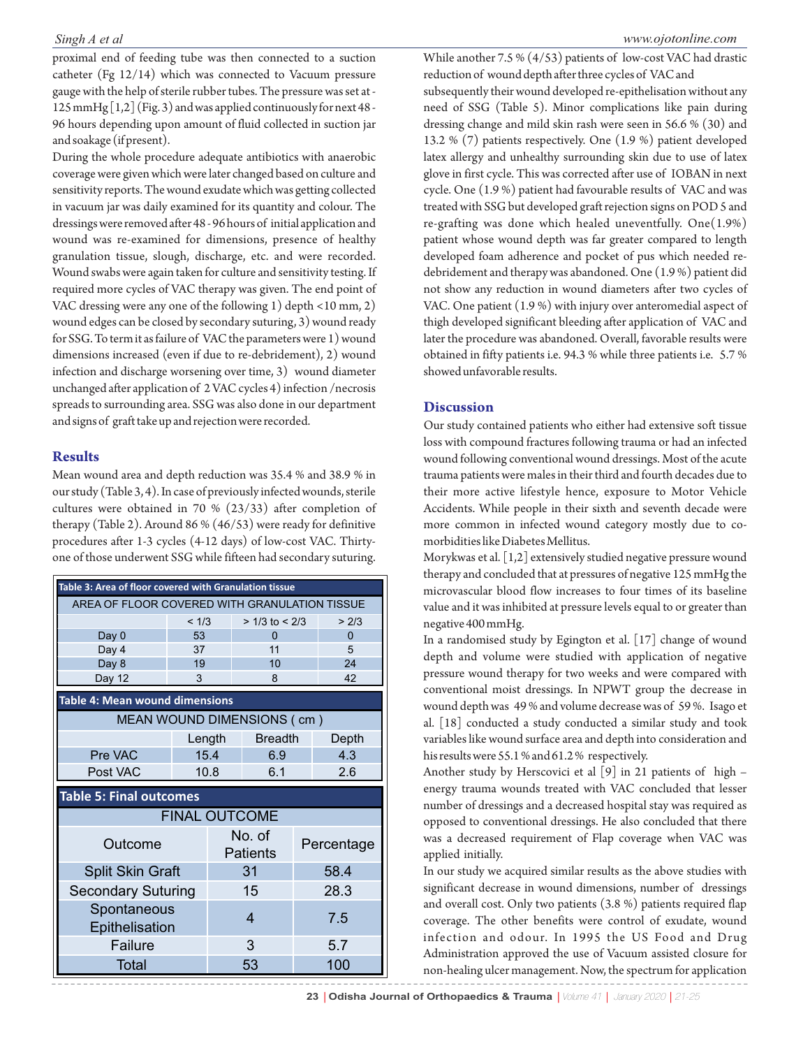proximal end of feeding tube was then connected to a suction catheter (Fg 12/14) which was connected to Vacuum pressure gauge with the help of sterile rubber tubes. The pressure was set at -125 mmHg [1,2] (Fig. 3) and was applied continuously for next 48 - 96 hours depending upon amount of fluid collected in suction jar and soakage (if present).

During the whole procedure adequate antibiotics with anaerobic coverage were given which were later changed based on culture and sensitivity reports. The wound exudate which was getting collected in vacuum jar was daily examined for its quantity and colour. The dressings were removed after 48 - 96 hours of initial application and wound was re-examined for dimensions, presence of healthy granulation tissue, slough, discharge, etc. and were recorded. Wound swabs were again taken for culture and sensitivity testing. If required more cycles of VAC therapy was given. The end point of VAC dressing were any one of the following 1) depth <10 mm, 2) wound edges can be closed by secondary suturing, 3) wound ready for SSG. To term it as failure of VAC the parameters were 1) wound dimensions increased (even if due to re-debridement), 2) wound infection and discharge worsening over time, 3) wound diameter unchanged after application of 2 VAC cycles 4) infection /necrosis spreads to surrounding area. SSG was also done in our department and signs of graft take up and rejection were recorded.

## Results

Mean wound area and depth reduction was 35.4 % and 38.9 % in our study (Table 3, 4). In case of previously infected wounds, sterile cultures were obtained in 70 % (23/33) after completion of therapy (Table 2). Around 86 % (46/53) were ready for definitive procedures after 1-3 cycles (4-12 days) of low-cost VAC. Thirty-one of those underwent SSG while fifteen had secondary suturing.

**Table 3: Area of floor covered with Granulation tissue**

| | AREA OF FLOOR COVERED WITH GRANULATION TISSUE | | |
|---|---|---|---|
| | < 1/3 | > 1/3 to < 2/3 | > 2/3 |
| Day 0 | 53 | 0 | 0 |
| Day 4 | 37 | 11 | 5 |
| Day 8 | 19 | 10 | 24 |
| Day 12 | 3 | 8 | 42 |

**Table 4: Mean wound dimensions**

| | MEAN WOUND DIMENSIONS ( cm ) | | |
|---|---|---|---|
| | Length | Breadth | Depth |
| Pre VAC | 15.4 | 6.9 | 4.3 |
| Post VAC | 10.8 | 6.1 | 2.6 |

**Table 5: Final outcomes**

| FINAL OUTCOME | | |
|---|---|---|
| Outcome | No. of Patients | Percentage |
| Split Skin Graft | 31 | 58.4 |
| Secondary Suturing | 15 | 28.3 |
| Spontaneous Epithelisation | 4 | 7.5 |
| Failure | 3 | 5.7 |
| Total | 53 | 100 |

While another 7.5 % (4/53) patients of low-cost VAC had drastic reduction of wound depth after three cycles of VAC and subsequently their wound developed re-epithelisation without any need of SSG (Table 5). Minor complications like pain during dressing change and mild skin rash were seen in 56.6 % (30) and 13.2 % (7) patients respectively. One (1.9 %) patient developed latex allergy and unhealthy surrounding skin due to use of latex glove in first cycle. This was corrected after use of IOBAN in next cycle. One (1.9 %) patient had favourable results of VAC and was treated with SSG but developed graft rejection signs on POD 5 and re-grafting was done which healed uneventfully. One(1.9%) patient whose wound depth was far greater compared to length developed foam adherence and pocket of pus which needed re-debridement and therapy was abandoned. One (1.9 %) patient did not show any reduction in wound diameters after two cycles of VAC. One patient (1.9 %) with injury over anteromedial aspect of thigh developed significant bleeding after application of VAC and later the procedure was abandoned. Overall, favorable results were obtained in fifty patients i.e. 94.3 % while three patients i.e. 5.7 % showed unfavorable results.

## Discussion

Our study contained patients who either had extensive soft tissue loss with compound fractures following trauma or had an infected wound following conventional wound dressings. Most of the acute trauma patients were males in their third and fourth decades due to their more active lifestyle hence, exposure to Motor Vehicle Accidents. While people in their sixth and seventh decade were more common in infected wound category mostly due to co-morbidities like Diabetes Mellitus.

Morykwas et al. [1,2] extensively studied negative pressure wound therapy and concluded that at pressures of negative 125 mmHg the microvascular blood flow increases to four times of its baseline value and it was inhibited at pressure levels equal to or greater than negative 400 mmHg.

In a randomised study by Egington et al. [17] change of wound depth and volume were studied with application of negative pressure wound therapy for two weeks and were compared with conventional moist dressings. In NPWT group the decrease in wound depth was 49 % and volume decrease was of 59 %. Isago et al. [18] conducted a study conducted a similar study and took variables like wound surface area and depth into consideration and his results were 55.1 % and 61.2 % respectively.

Another study by Herscovici et al [9] in 21 patients of high – energy trauma wounds treated with VAC concluded that lesser number of dressings and a decreased hospital stay was required as opposed to conventional dressings. He also concluded that there was a decreased requirement of Flap coverage when VAC was applied initially.

In our study we acquired similar results as the above studies with significant decrease in wound dimensions, number of dressings and overall cost. Only two patients (3.8 %) patients required flap coverage. The other benefits were control of exudate, wound infection and odour. In 1995 the US Food and Drug Administration approved the use of Vacuum assisted closure for non-healing ulcer management. Now, the spectrum for application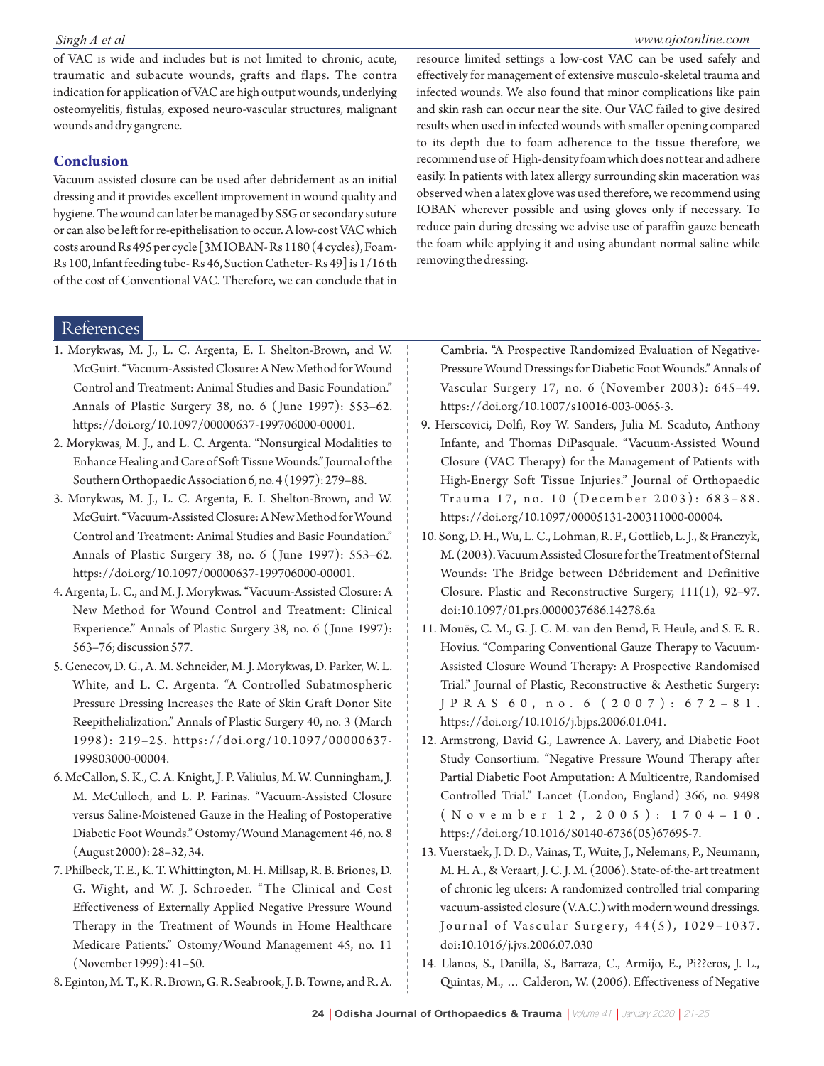of VAC is wide and includes but is not limited to chronic, acute, traumatic and subacute wounds, grafts and flaps. The contra indication for application of VAC are high output wounds, underlying osteomyelitis, fistulas, exposed neuro-vascular structures, malignant wounds and dry gangrene.

## Conclusion

Vacuum assisted closure can be used after debridement as an initial dressing and it provides excellent improvement in wound quality and hygiene. The wound can later be managed by SSG or secondary suture or can also be left for re-epithelisation to occur. A low-cost VAC which costs around Rs 495 per cycle [3M IOBAN- Rs 1180 (4 cycles), Foam-Rs 100, Infant feeding tube- Rs 46, Suction Catheter- Rs 49] is 1/16 th of the cost of Conventional VAC. Therefore, we can conclude that in resource limited settings a low-cost VAC can be used safely and effectively for management of extensive musculo-skeletal trauma and infected wounds. We also found that minor complications like pain and skin rash can occur near the site. Our VAC failed to give desired results when used in infected wounds with smaller opening compared to its depth due to foam adherence to the tissue therefore, we recommend use of High-density foam which does not tear and adhere easily. In patients with latex allergy surrounding skin maceration was observed when a latex glove was used therefore, we recommend using IOBAN wherever possible and using gloves only if necessary. To reduce pain during dressing we advise use of paraffin gauze beneath the foam while applying it and using abundant normal saline while removing the dressing.

## References

1. Morykwas, M. J., L. C. Argenta, E. I. Shelton-Brown, and W. McGuirt. "Vacuum-Assisted Closure: A New Method for Wound Control and Treatment: Animal Studies and Basic Foundation." Annals of Plastic Surgery 38, no. 6 (June 1997): 553–62. https://doi.org/10.1097/00000637-199706000-00001.
2. Morykwas, M. J., and L. C. Argenta. "Nonsurgical Modalities to Enhance Healing and Care of Soft Tissue Wounds." Journal of the Southern Orthopaedic Association 6, no. 4 (1997): 279–88.
3. Morykwas, M. J., L. C. Argenta, E. I. Shelton-Brown, and W. McGuirt. "Vacuum-Assisted Closure: A New Method for Wound Control and Treatment: Animal Studies and Basic Foundation." Annals of Plastic Surgery 38, no. 6 (June 1997): 553–62. https://doi.org/10.1097/00000637-199706000-00001.
4. Argenta, L. C., and M. J. Morykwas. "Vacuum-Assisted Closure: A New Method for Wound Control and Treatment: Clinical Experience." Annals of Plastic Surgery 38, no. 6 (June 1997): 563–76; discussion 577.
5. Genecov, D. G., A. M. Schneider, M. J. Morykwas, D. Parker, W. L. White, and L. C. Argenta. "A Controlled Subatmospheric Pressure Dressing Increases the Rate of Skin Graft Donor Site Reepithelialization." Annals of Plastic Surgery 40, no. 3 (March 1998): 219–25. https://doi.org/10.1097/00000637-199803000-00004.
6. McCallon, S. K., C. A. Knight, J. P. Valiulus, M. W. Cunningham, J. M. McCulloch, and L. P. Farinas. "Vacuum-Assisted Closure versus Saline-Moistened Gauze in the Healing of Postoperative Diabetic Foot Wounds." Ostomy/Wound Management 46, no. 8 (August 2000): 28–32, 34.
7. Philbeck, T. E., K. T. Whittington, M. H. Millsap, R. B. Briones, D. G. Wight, and W. J. Schroeder. "The Clinical and Cost Effectiveness of Externally Applied Negative Pressure Wound Therapy in the Treatment of Wounds in Home Healthcare Medicare Patients." Ostomy/Wound Management 45, no. 11 (November 1999): 41–50.
8. Eginton, M. T., K. R. Brown, G. R. Seabrook, J. B. Towne, and R. A. Cambria. "A Prospective Randomized Evaluation of Negative-Pressure Wound Dressings for Diabetic Foot Wounds." Annals of Vascular Surgery 17, no. 6 (November 2003): 645–49. https://doi.org/10.1007/s10016-003-0065-3.
9. Herscovici, Dolfi, Roy W. Sanders, Julia M. Scaduto, Anthony Infante, and Thomas DiPasquale. "Vacuum-Assisted Wound Closure (VAC Therapy) for the Management of Patients with High-Energy Soft Tissue Injuries." Journal of Orthopaedic Trauma 17, no. 10 (December 2003): 683–88. https://doi.org/10.1097/00005131-200311000-00004.
10. Song, D. H., Wu, L. C., Lohman, R. F., Gottlieb, L. J., & Franczyk, M. (2003). Vacuum Assisted Closure for the Treatment of Sternal Wounds: The Bridge between Débridement and Definitive Closure. Plastic and Reconstructive Surgery, 111(1), 92–97. doi:10.1097/01.prs.0000037686.14278.6a
11. Mouës, C. M., G. J. C. M. van den Bemd, F. Heule, and S. E. R. Hovius. "Comparing Conventional Gauze Therapy to Vacuum-Assisted Closure Wound Therapy: A Prospective Randomised Trial." Journal of Plastic, Reconstructive & Aesthetic Surgery: JPRAS 60, no. 6 (2007): 672–81. https://doi.org/10.1016/j.bjps.2006.01.041.
12. Armstrong, David G., Lawrence A. Lavery, and Diabetic Foot Study Consortium. "Negative Pressure Wound Therapy after Partial Diabetic Foot Amputation: A Multicentre, Randomised Controlled Trial." Lancet (London, England) 366, no. 9498 (November 12, 2005): 1704–10. https://doi.org/10.1016/S0140-6736(05)67695-7.
13. Vuerstaek, J. D. D., Vainas, T., Wuite, J., Nelemans, P., Neumann, M. H. A., & Veraart, J. C. J. M. (2006). State-of-the-art treatment of chronic leg ulcers: A randomized controlled trial comparing vacuum-assisted closure (V.A.C.) with modern wound dressings. Journal of Vascular Surgery, 44(5), 1029–1037. doi:10.1016/j.jvs.2006.07.030
14. Llanos, S., Danilla, S., Barraza, C., Armijo, E., Pi??eros, J. L., Quintas, M., … Calderon, W. (2006). Effectiveness of Negative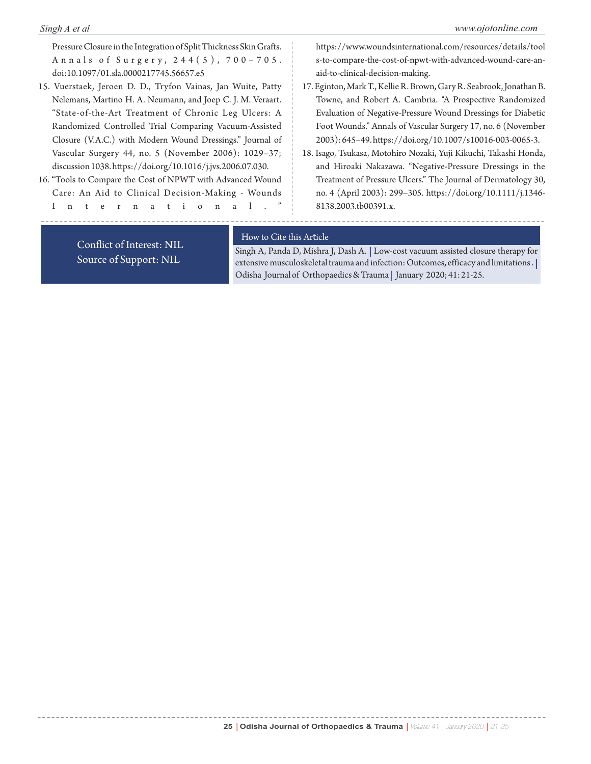Pressure Closure in the Integration of Split Thickness Skin Grafts. Annals of Surgery, 244(5), 700–705. doi:10.1097/01.sla.0000217745.56657.e5

15. Vuerstaek, Jeroen D. D., Tryfon Vainas, Jan Wuite, Patty Nelemans, Martino H. A. Neumann, and Joep C. J. M. Veraart. "State-of-the-Art Treatment of Chronic Leg Ulcers: A Randomized Controlled Trial Comparing Vacuum-Assisted Closure (V.A.C.) with Modern Wound Dressings." Journal of Vascular Surgery 44, no. 5 (November 2006): 1029–37; discussion 1038. https://doi.org/10.1016/j.jvs.2006.07.030.
16. "Tools to Compare the Cost of NPWT with Advanced Wound Care: An Aid to Clinical Decision-Making - Wounds International." https://www.woundsinternational.com/resources/details/tools-to-compare-the-cost-of-npwt-with-advanced-wound-care-an-aid-to-clinical-decision-making.
17. Eginton, Mark T., Kellie R. Brown, Gary R. Seabrook, Jonathan B. Towne, and Robert A. Cambria. "A Prospective Randomized Evaluation of Negative-Pressure Wound Dressings for Diabetic Foot Wounds." Annals of Vascular Surgery 17, no. 6 (November 2003): 645–49. https://doi.org/10.1007/s10016-003-0065-3.
18. Isago, Tsukasa, Motohiro Nozaki, Yuji Kikuchi, Takashi Honda, and Hiroaki Nakazawa. "Negative-Pressure Dressings in the Treatment of Pressure Ulcers." The Journal of Dermatology 30, no. 4 (April 2003): 299–305. https://doi.org/10.1111/j.1346-8138.2003.tb00391.x.

Conflict of Interest: NIL
Source of Support: NIL

**How to Cite this Article**

Singh A, Panda D, Mishra J, Dash A. | Low-cost vacuum assisted closure therapy for extensive musculoskeletal trauma and infection: Outcomes, efficacy and limitations. | Odisha Journal of Orthopaedics & Trauma | January 2020; 41: 21-25.